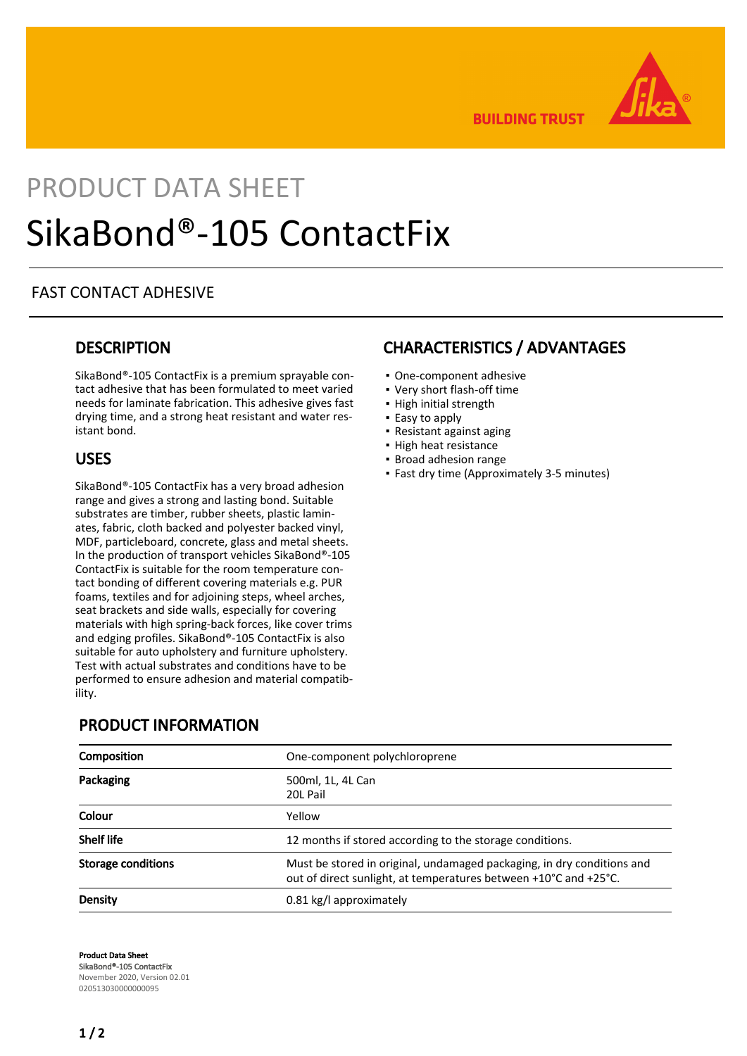PRODUCT DATA SHEET

# SikaBond®-105 ContactFix

FAST CONTACT ADHESIVE

## DESCRIPTION

SikaBond®-105 ContactFix is a premium sprayable contact adhesive that has been formulated to meet varied needs for laminate fabrication. This adhesive gives fast drying time, and a strong heat resistant and water resistant bond.

## USES

SikaBond®-105 ContactFix has a very broad adhesion range and gives a strong and lasting bond. Suitable substrates are timber, rubber sheets, plastic laminates, fabric, cloth backed and polyester backed vinyl, MDF, particleboard, concrete, glass and metal sheets. In the production of transport vehicles SikaBond®-105 ContactFix is suitable for the room temperature contact bonding of different covering materials e.g. PUR foams, textiles and for adjoining steps, wheel arches, seat brackets and side walls, especially for covering materials with high spring-back forces, like cover trims and edging profiles. SikaBond®-105 ContactFix is also suitable for auto upholstery and furniture upholstery. Test with actual substrates and conditions have to be performed to ensure adhesion and material compatibility.

## CHARACTERISTICS / ADVANTAGES

- One-component adhesive
- Very short flash-off time
- High initial strength
- Easy to apply
- Resistant against aging
- High heat resistance
- Broad adhesion range
- Fast dry time (Approximately 3-5 minutes)

## PRODUCT INFORMATION

| | |
|---|---|
| **Composition** | One-component polychloroprene |
| **Packaging** | 500ml, 1L, 4L Can<br>20L Pail |
| **Colour** | Yellow |
| **Shelf life** | 12 months if stored according to the storage conditions. |
| **Storage conditions** | Must be stored in original, undamaged packaging, in dry conditions and out of direct sunlight, at temperatures between +10°C and +25°C. |
| **Density** | 0.81 kg/l approximately |

**Product Data Sheet**
**SikaBond®-105 ContactFix**
November 2020, Version 02.01
020513030000000095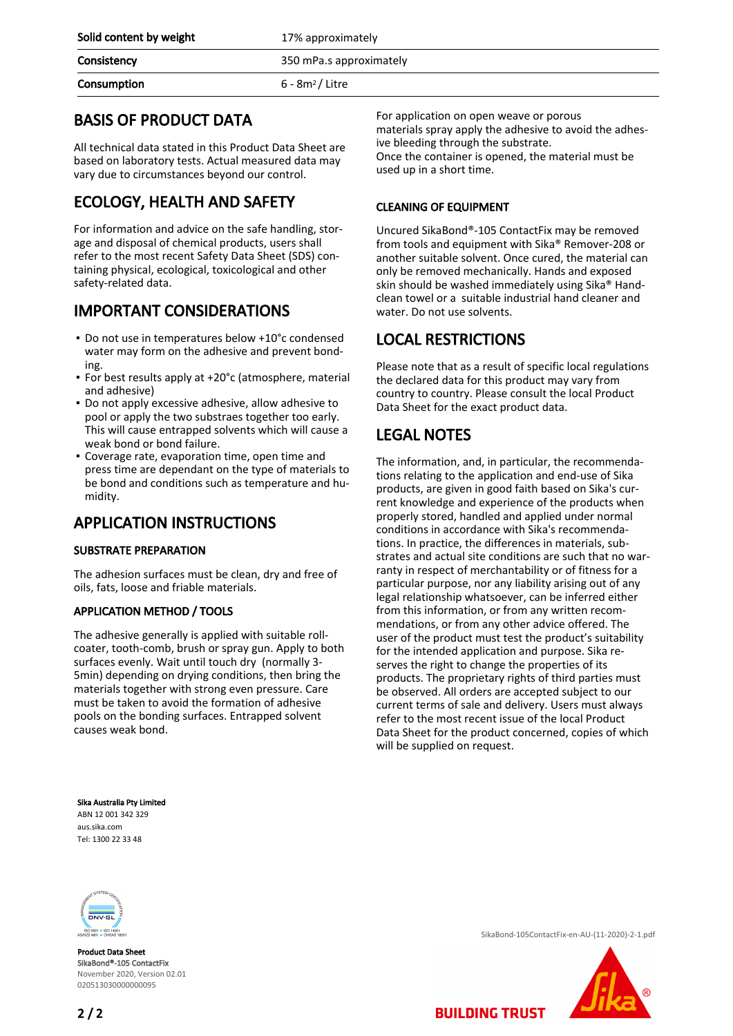| | |
|---|---|
| **Solid content by weight** | 17% approximately |
| **Consistency** | 350 mPa.s approximately |
| **Consumption** | 6 - 8m² / Litre |

## BASIS OF PRODUCT DATA

All technical data stated in this Product Data Sheet are based on laboratory tests. Actual measured data may vary due to circumstances beyond our control.

## ECOLOGY, HEALTH AND SAFETY

For information and advice on the safe handling, storage and disposal of chemical products, users shall refer to the most recent Safety Data Sheet (SDS) containing physical, ecological, toxicological and other safety-related data.

## IMPORTANT CONSIDERATIONS

- Do not use in temperatures below +10°c condensed water may form on the adhesive and prevent bonding.
- For best results apply at +20°c (atmosphere, material and adhesive)
- Do not apply excessive adhesive, allow adhesive to pool or apply the two substraes together too early. This will cause entrapped solvents which will cause a weak bond or bond failure.
- Coverage rate, evaporation time, open time and press time are dependant on the type of materials to be bond and conditions such as temperature and humidity.

## APPLICATION INSTRUCTIONS

### SUBSTRATE PREPARATION

The adhesion surfaces must be clean, dry and free of oils, fats, loose and friable materials.

### APPLICATION METHOD / TOOLS

The adhesive generally is applied with suitable roll-coater, tooth-comb, brush or spray gun. Apply to both surfaces evenly. Wait until touch dry (normally 3-5min) depending on drying conditions, then bring the materials together with strong even pressure. Care must be taken to avoid the formation of adhesive pools on the bonding surfaces. Entrapped solvent causes weak bond.

For application on open weave or porous materials spray apply the adhesive to avoid the adhesive bleeding through the substrate.
Once the container is opened, the material must be used up in a short time.

### CLEANING OF EQUIPMENT

Uncured SikaBond®-105 ContactFix may be removed from tools and equipment with Sika® Remover-208 or another suitable solvent. Once cured, the material can only be removed mechanically. Hands and exposed skin should be washed immediately using Sika® Hand-clean towel or a suitable industrial hand cleaner and water. Do not use solvents.

## LOCAL RESTRICTIONS

Please note that as a result of specific local regulations the declared data for this product may vary from country to country. Please consult the local Product Data Sheet for the exact product data.

## LEGAL NOTES

The information, and, in particular, the recommendations relating to the application and end-use of Sika products, are given in good faith based on Sika's current knowledge and experience of the products when properly stored, handled and applied under normal conditions in accordance with Sika's recommendations. In practice, the differences in materials, substrates and actual site conditions are such that no warranty in respect of merchantability or of fitness for a particular purpose, nor any liability arising out of any legal relationship whatsoever, can be inferred either from this information, or from any written recommendations, or from any other advice offered. The user of the product must test the product's suitability for the intended application and purpose. Sika reserves the right to change the properties of its products. The proprietary rights of third parties must be observed. All orders are accepted subject to our current terms of sale and delivery. Users must always refer to the most recent issue of the local Product Data Sheet for the product concerned, copies of which will be supplied on request.

**Sika Australia Pty Limited**
ABN 12 001 342 329
aus.sika.com
Tel: 1300 22 33 48

**Product Data Sheet**
**SikaBond®-105 ContactFix**
November 2020, Version 02.01
020513030000000095

SikaBond-105ContactFix-en-AU-(11-2020)-2-1.pdf

BUILDING TRUST